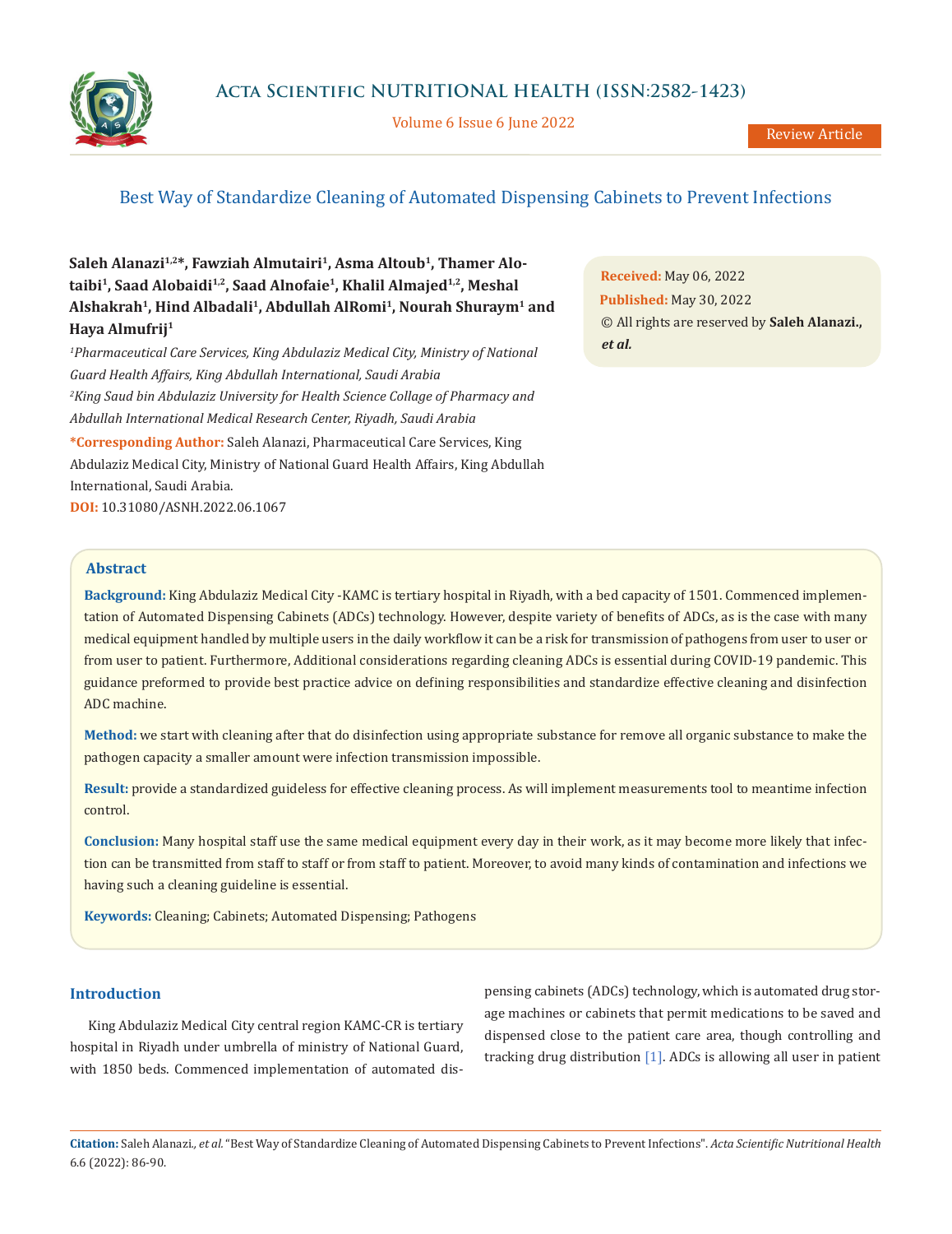Review Article

# Best Way of Standardize Cleaning of Automated Dispensing Cabinets to Prevent Infections

**Saleh Alanazi[1,2]*, Fawziah Almutairi[1], Asma Altoub[1], Thamer Alotaibi[1], Saad Alobaidi[1,2], Saad Alnofaie[1], Khalil Almajed[1,2], Meshal Alshakrah[1], Hind Albadali[1], Abdullah AlRomi[1], Nourah Shuraym[1] and Haya Almufrij[1]**

*[1]Pharmaceutical Care Services, King Abdulaziz Medical City, Ministry of National Guard Health Affairs, King Abdullah International, Saudi Arabia*

*[2]King Saud bin Abdulaziz University for Health Science Collage of Pharmacy and Abdullah International Medical Research Center, Riyadh, Saudi Arabia*

**\*Corresponding Author:** Saleh Alanazi, Pharmaceutical Care Services, King Abdulaziz Medical City, Ministry of National Guard Health Affairs, King Abdullah International, Saudi Arabia.

**DOI:** 10.31080/ASNH.2022.06.1067

**Received:** May 06, 2022
**Published:** May 30, 2022
© All rights are reserved by **Saleh Alanazi., *et al.***

## Abstract

**Background:** King Abdulaziz Medical City -KAMC is tertiary hospital in Riyadh, with a bed capacity of 1501. Commenced implementation of Automated Dispensing Cabinets (ADCs) technology. However, despite variety of benefits of ADCs, as is the case with many medical equipment handled by multiple users in the daily workflow it can be a risk for transmission of pathogens from user to user or from user to patient. Furthermore, Additional considerations regarding cleaning ADCs is essential during COVID-19 pandemic. This guidance preformed to provide best practice advice on defining responsibilities and standardize effective cleaning and disinfection ADC machine.

**Method:** we start with cleaning after that do disinfection using appropriate substance for remove all organic substance to make the pathogen capacity a smaller amount were infection transmission impossible.

**Result:** provide a standardized guideless for effective cleaning process. As will implement measurements tool to meantime infection control.

**Conclusion:** Many hospital staff use the same medical equipment every day in their work, as it may become more likely that infection can be transmitted from staff to staff or from staff to patient. Moreover, to avoid many kinds of contamination and infections we having such a cleaning guideline is essential.

**Keywords:** Cleaning; Cabinets; Automated Dispensing; Pathogens

## Introduction

King Abdulaziz Medical City central region KAMC-CR is tertiary hospital in Riyadh under umbrella of ministry of National Guard, with 1850 beds. Commenced implementation of automated dispensing cabinets (ADCs) technology, which is automated drug storage machines or cabinets that permit medications to be saved and dispensed close to the patient care area, though controlling and tracking drug distribution [1]. ADCs is allowing all user in patient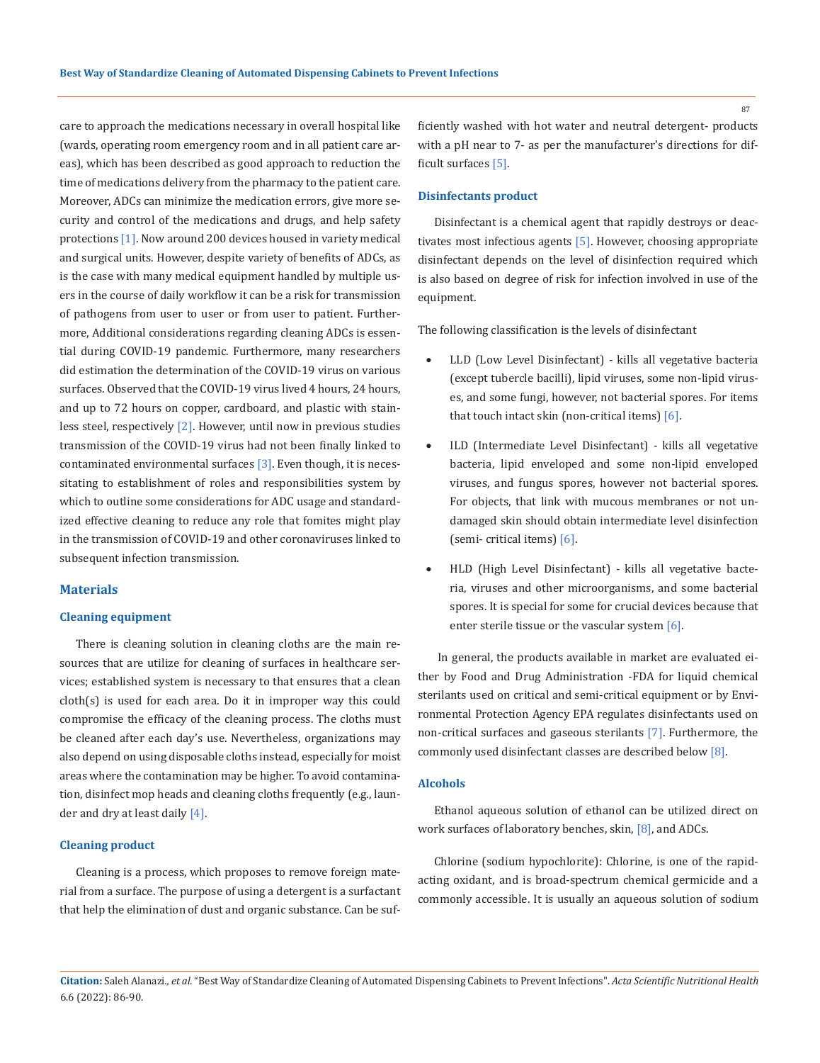care to approach the medications necessary in overall hospital like (wards, operating room emergency room and in all patient care areas), which has been described as good approach to reduction the time of medications delivery from the pharmacy to the patient care. Moreover, ADCs can minimize the medication errors, give more security and control of the medications and drugs, and help safety protections [1]. Now around 200 devices housed in variety medical and surgical units. However, despite variety of benefits of ADCs, as is the case with many medical equipment handled by multiple users in the course of daily workflow it can be a risk for transmission of pathogens from user to user or from user to patient. Furthermore, Additional considerations regarding cleaning ADCs is essential during COVID-19 pandemic. Furthermore, many researchers did estimation the determination of the COVID-19 virus on various surfaces. Observed that the COVID-19 virus lived 4 hours, 24 hours, and up to 72 hours on copper, cardboard, and plastic with stainless steel, respectively [2]. However, until now in previous studies transmission of the COVID-19 virus had not been finally linked to contaminated environmental surfaces [3]. Even though, it is necessitating to establishment of roles and responsibilities system by which to outline some considerations for ADC usage and standardized effective cleaning to reduce any role that fomites might play in the transmission of COVID-19 and other coronaviruses linked to subsequent infection transmission.

## Materials

### Cleaning equipment

There is cleaning solution in cleaning cloths are the main resources that are utilize for cleaning of surfaces in healthcare services; established system is necessary to that ensures that a clean cloth(s) is used for each area. Do it in improper way this could compromise the efficacy of the cleaning process. The cloths must be cleaned after each day's use. Nevertheless, organizations may also depend on using disposable cloths instead, especially for moist areas where the contamination may be higher. To avoid contamination, disinfect mop heads and cleaning cloths frequently (e.g., launder and dry at least daily [4].

### Cleaning product

Cleaning is a process, which proposes to remove foreign material from a surface. The purpose of using a detergent is a surfactant that help the elimination of dust and organic substance. Can be sufficiently washed with hot water and neutral detergent- products with a pH near to 7- as per the manufacturer's directions for difficult surfaces [5].

### Disinfectants product

Disinfectant is a chemical agent that rapidly destroys or deactivates most infectious agents [5]. However, choosing appropriate disinfectant depends on the level of disinfection required which is also based on degree of risk for infection involved in use of the equipment.

The following classification is the levels of disinfectant

- LLD (Low Level Disinfectant) - kills all vegetative bacteria (except tubercle bacilli), lipid viruses, some non-lipid viruses, and some fungi, however, not bacterial spores. For items that touch intact skin (non-critical items) [6].
- ILD (Intermediate Level Disinfectant) - kills all vegetative bacteria, lipid enveloped and some non-lipid enveloped viruses, and fungus spores, however not bacterial spores. For objects, that link with mucous membranes or not undamaged skin should obtain intermediate level disinfection (semi- critical items) [6].
- HLD (High Level Disinfectant) - kills all vegetative bacteria, viruses and other microorganisms, and some bacterial spores. It is special for some for crucial devices because that enter sterile tissue or the vascular system [6].

In general, the products available in market are evaluated either by Food and Drug Administration -FDA for liquid chemical sterilants used on critical and semi-critical equipment or by Environmental Protection Agency EPA regulates disinfectants used on non-critical surfaces and gaseous sterilants [7]. Furthermore, the commonly used disinfectant classes are described below [8].

### Alcohols

Ethanol aqueous solution of ethanol can be utilized direct on work surfaces of laboratory benches, skin, [8], and ADCs.

Chlorine (sodium hypochlorite): Chlorine, is one of the rapid-acting oxidant, and is broad-spectrum chemical germicide and a commonly accessible. It is usually an aqueous solution of sodium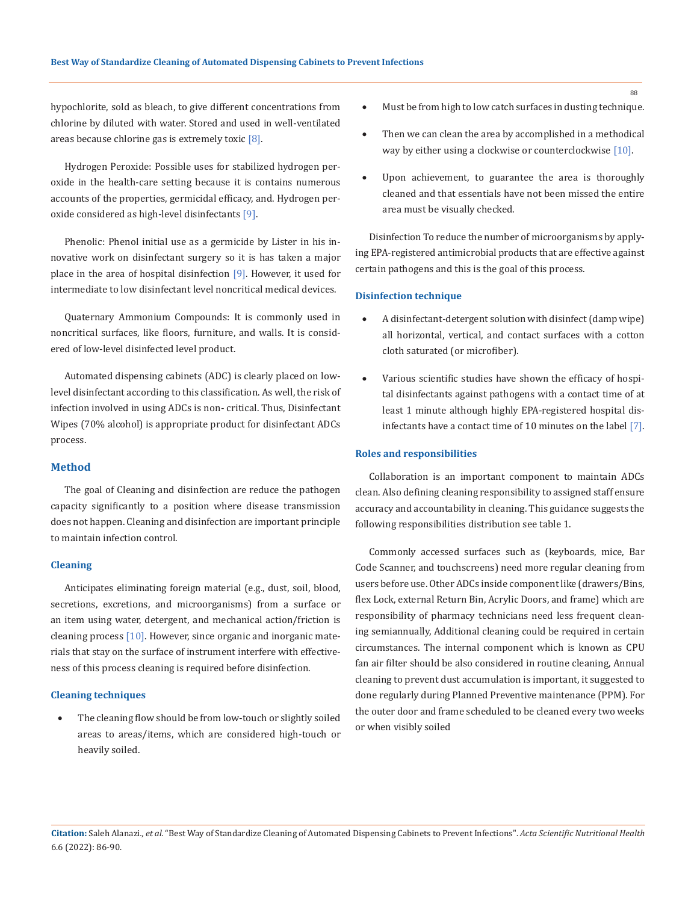hypochlorite, sold as bleach, to give different concentrations from chlorine by diluted with water. Stored and used in well-ventilated areas because chlorine gas is extremely toxic [8].

Hydrogen Peroxide: Possible uses for stabilized hydrogen peroxide in the health-care setting because it is contains numerous accounts of the properties, germicidal efficacy, and. Hydrogen peroxide considered as high-level disinfectants [9].

Phenolic: Phenol initial use as a germicide by Lister in his innovative work on disinfectant surgery so it is has taken a major place in the area of hospital disinfection [9]. However, it used for intermediate to low disinfectant level noncritical medical devices.

Quaternary Ammonium Compounds: It is commonly used in noncritical surfaces, like floors, furniture, and walls. It is considered of low-level disinfected level product.

Automated dispensing cabinets (ADC) is clearly placed on low-level disinfectant according to this classification. As well, the risk of infection involved in using ADCs is non- critical. Thus, Disinfectant Wipes (70% alcohol) is appropriate product for disinfectant ADCs process.

## Method

The goal of Cleaning and disinfection are reduce the pathogen capacity significantly to a position where disease transmission does not happen. Cleaning and disinfection are important principle to maintain infection control.

### Cleaning

Anticipates eliminating foreign material (e.g., dust, soil, blood, secretions, excretions, and microorganisms) from a surface or an item using water, detergent, and mechanical action/friction is cleaning process [10]. However, since organic and inorganic materials that stay on the surface of instrument interfere with effectiveness of this process cleaning is required before disinfection.

### Cleaning techniques

- The cleaning flow should be from low-touch or slightly soiled areas to areas/items, which are considered high-touch or heavily soiled.
- Must be from high to low catch surfaces in dusting technique.
- Then we can clean the area by accomplished in a methodical way by either using a clockwise or counterclockwise [10].
- Upon achievement, to guarantee the area is thoroughly cleaned and that essentials have not been missed the entire area must be visually checked.

Disinfection To reduce the number of microorganisms by applying EPA-registered antimicrobial products that are effective against certain pathogens and this is the goal of this process.

### Disinfection technique

- A disinfectant-detergent solution with disinfect (damp wipe) all horizontal, vertical, and contact surfaces with a cotton cloth saturated (or microfiber).
- Various scientific studies have shown the efficacy of hospital disinfectants against pathogens with a contact time of at least 1 minute although highly EPA-registered hospital disinfectants have a contact time of 10 minutes on the label [7].

### Roles and responsibilities

Collaboration is an important component to maintain ADCs clean. Also defining cleaning responsibility to assigned staff ensure accuracy and accountability in cleaning. This guidance suggests the following responsibilities distribution see table 1.

Commonly accessed surfaces such as (keyboards, mice, Bar Code Scanner, and touchscreens) need more regular cleaning from users before use. Other ADCs inside component like (drawers/Bins, flex Lock, external Return Bin, Acrylic Doors, and frame) which are responsibility of pharmacy technicians need less frequent cleaning semiannually, Additional cleaning could be required in certain circumstances. The internal component which is known as CPU fan air filter should be also considered in routine cleaning, Annual cleaning to prevent dust accumulation is important, it suggested to done regularly during Planned Preventive maintenance (PPM). For the outer door and frame scheduled to be cleaned every two weeks or when visibly soiled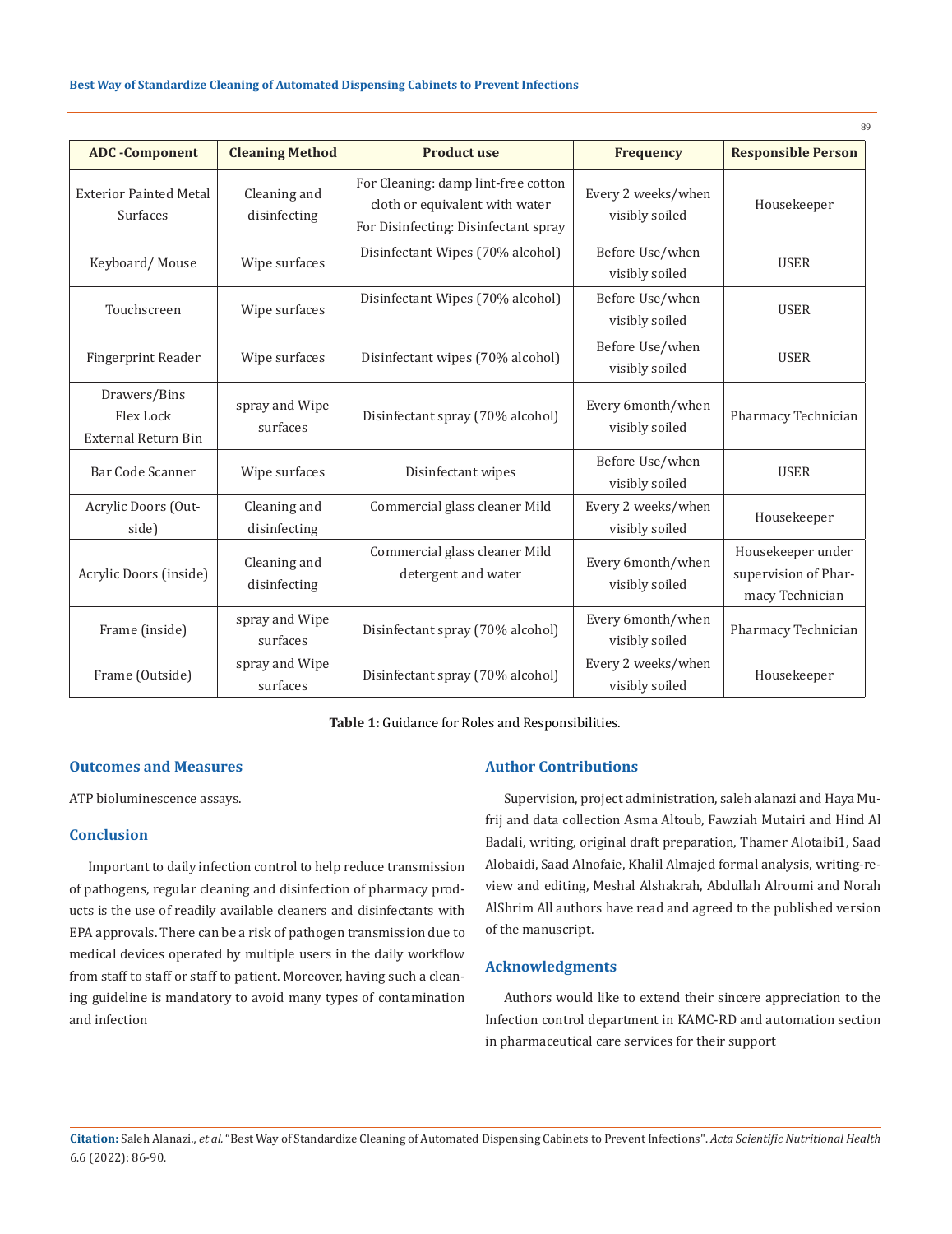| ADC -Component | Cleaning Method | Product use | Frequency | Responsible Person |
|---|---|---|---|---|
| Exterior Painted Metal Surfaces | Cleaning and disinfecting | For Cleaning: damp lint-free cotton cloth or equivalent with water For Disinfecting: Disinfectant spray | Every 2 weeks/when visibly soiled | Housekeeper |
| Keyboard/ Mouse | Wipe surfaces | Disinfectant Wipes (70% alcohol) | Before Use/when visibly soiled | USER |
| Touchscreen | Wipe surfaces | Disinfectant Wipes (70% alcohol) | Before Use/when visibly soiled | USER |
| Fingerprint Reader | Wipe surfaces | Disinfectant wipes (70% alcohol) | Before Use/when visibly soiled | USER |
| Drawers/Bins Flex Lock External Return Bin | spray and Wipe surfaces | Disinfectant spray (70% alcohol) | Every 6month/when visibly soiled | Pharmacy Technician |
| Bar Code Scanner | Wipe surfaces | Disinfectant wipes | Before Use/when visibly soiled | USER |
| Acrylic Doors (Outside) | Cleaning and disinfecting | Commercial glass cleaner Mild | Every 2 weeks/when visibly soiled | Housekeeper |
| Acrylic Doors (inside) | Cleaning and disinfecting | Commercial glass cleaner Mild detergent and water | Every 6month/when visibly soiled | Housekeeper under supervision of Pharmacy Technician |
| Frame (inside) | spray and Wipe surfaces | Disinfectant spray (70% alcohol) | Every 6month/when visibly soiled | Pharmacy Technician |
| Frame (Outside) | spray and Wipe surfaces | Disinfectant spray (70% alcohol) | Every 2 weeks/when visibly soiled | Housekeeper |

**Table 1:** Guidance for Roles and Responsibilities.

## Outcomes and Measures

ATP bioluminescence assays.

## Conclusion

Important to daily infection control to help reduce transmission of pathogens, regular cleaning and disinfection of pharmacy products is the use of readily available cleaners and disinfectants with EPA approvals. There can be a risk of pathogen transmission due to medical devices operated by multiple users in the daily workflow from staff to staff or staff to patient. Moreover, having such a cleaning guideline is mandatory to avoid many types of contamination and infection

## Author Contributions

Supervision, project administration, saleh alanazi and Haya Mufrij and data collection Asma Altoub, Fawziah Mutairi and Hind Al Badali, writing, original draft preparation, Thamer Alotaibi1, Saad Alobaidi, Saad Alnofaie, Khalil Almajed formal analysis, writing-review and editing, Meshal Alshakrah, Abdullah Alroumi and Norah AlShrim All authors have read and agreed to the published version of the manuscript.

## Acknowledgments

Authors would like to extend their sincere appreciation to the Infection control department in KAMC-RD and automation section in pharmaceutical care services for their support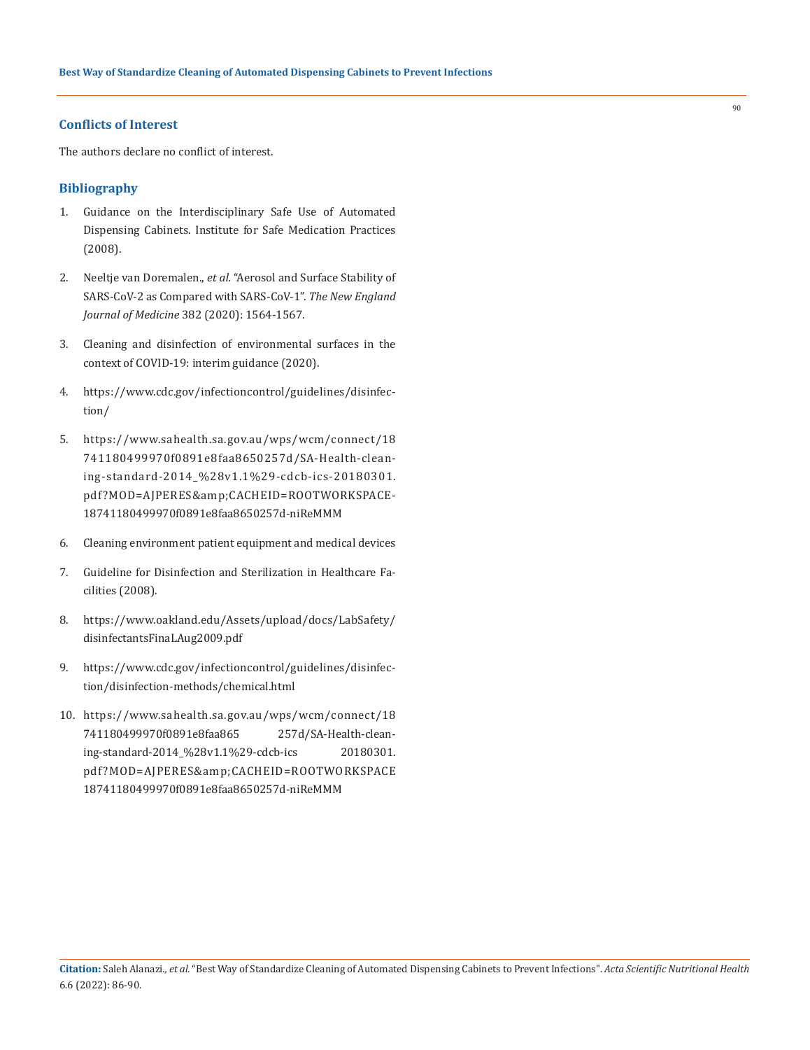## Conflicts of Interest

The authors declare no conflict of interest.

## Bibliography

1. Guidance on the Interdisciplinary Safe Use of Automated Dispensing Cabinets. Institute for Safe Medication Practices (2008).
2. Neeltje van Doremalen., *et al*. "Aerosol and Surface Stability of SARS-CoV-2 as Compared with SARS-CoV-1". *The New England Journal of Medicine* 382 (2020): 1564-1567.
3. Cleaning and disinfection of environmental surfaces in the context of COVID-19: interim guidance (2020).
4. https://www.cdc.gov/infectioncontrol/guidelines/disinfection/
5. https://www.sahealth.sa.gov.au/wps/wcm/connect/18741180499970f0891e8faa8650257d/SA-Health-cleaning-standard-2014_%28v1.1%29-cdcb-ics-20180301.pdf?MOD=AJPERES&amp;CACHEID=ROOTWORKSPACE-18741180499970f0891e8faa8650257d-niReMMM
6. Cleaning environment patient equipment and medical devices
7. Guideline for Disinfection and Sterilization in Healthcare Facilities (2008).
8. https://www.oakland.edu/Assets/upload/docs/LabSafety/disinfectantsFinaLAug2009.pdf
9. https://www.cdc.gov/infectioncontrol/guidelines/disinfection/disinfection-methods/chemical.html
10. https://www.sahealth.sa.gov.au/wps/wcm/connect/18741180499970f0891e8faa865 257d/SA-Health-cleaning-standard-2014_%28v1.1%29-cdcb-ics 20180301.pdf?MOD=AJPERES&amp;CACHEID=ROOTWORKSPACE 18741180499970f0891e8faa8650257d-niReMMM